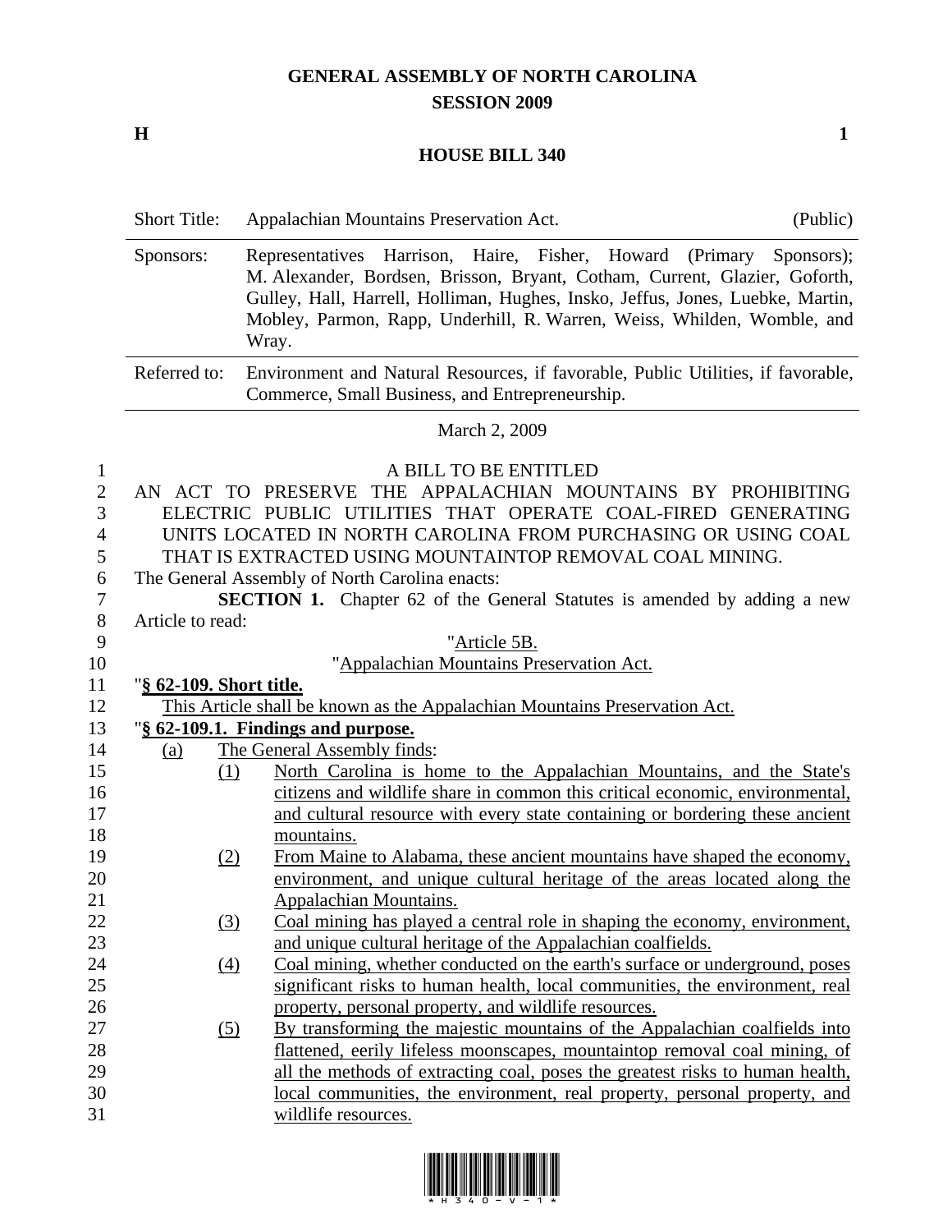# GENERAL ASSEMBLY OF NORTH CAROLINA
## SESSION 2009

**H** **1**

## HOUSE BILL 340

| | | |
|---|---|---|
| Short Title: | Appalachian Mountains Preservation Act. | (Public) |
| Sponsors: | Representatives Harrison, Haire, Fisher, Howard (Primary Sponsors); M. Alexander, Bordsen, Brisson, Bryant, Cotham, Current, Glazier, Goforth, Gulley, Hall, Harrell, Holliman, Hughes, Insko, Jeffus, Jones, Luebke, Martin, Mobley, Parmon, Rapp, Underhill, R. Warren, Weiss, Whilden, Womble, and Wray. | |
| Referred to: | Environment and Natural Resources, if favorable, Public Utilities, if favorable, Commerce, Small Business, and Entrepreneurship. | |

March 2, 2009

A BILL TO BE ENTITLED

AN ACT TO PRESERVE THE APPALACHIAN MOUNTAINS BY PROHIBITING ELECTRIC PUBLIC UTILITIES THAT OPERATE COAL-FIRED GENERATING UNITS LOCATED IN NORTH CAROLINA FROM PURCHASING OR USING COAL THAT IS EXTRACTED USING MOUNTAINTOP REMOVAL COAL MINING.

The General Assembly of North Carolina enacts:

**SECTION 1.** Chapter 62 of the General Statutes is amended by adding a new Article to read:

"Article 5B.

"Appalachian Mountains Preservation Act.

"**§ 62-109. Short title.**

This Article shall be known as the Appalachian Mountains Preservation Act.

"**§ 62-109.1. Findings and purpose.**

(a) The General Assembly finds:

(1) North Carolina is home to the Appalachian Mountains, and the State's citizens and wildlife share in common this critical economic, environmental, and cultural resource with every state containing or bordering these ancient mountains.

(2) From Maine to Alabama, these ancient mountains have shaped the economy, environment, and unique cultural heritage of the areas located along the Appalachian Mountains.

(3) Coal mining has played a central role in shaping the economy, environment, and unique cultural heritage of the Appalachian coalfields.

(4) Coal mining, whether conducted on the earth's surface or underground, poses significant risks to human health, local communities, the environment, real property, personal property, and wildlife resources.

(5) By transforming the majestic mountains of the Appalachian coalfields into flattened, eerily lifeless moonscapes, mountaintop removal coal mining, of all the methods of extracting coal, poses the greatest risks to human health, local communities, the environment, real property, personal property, and wildlife resources.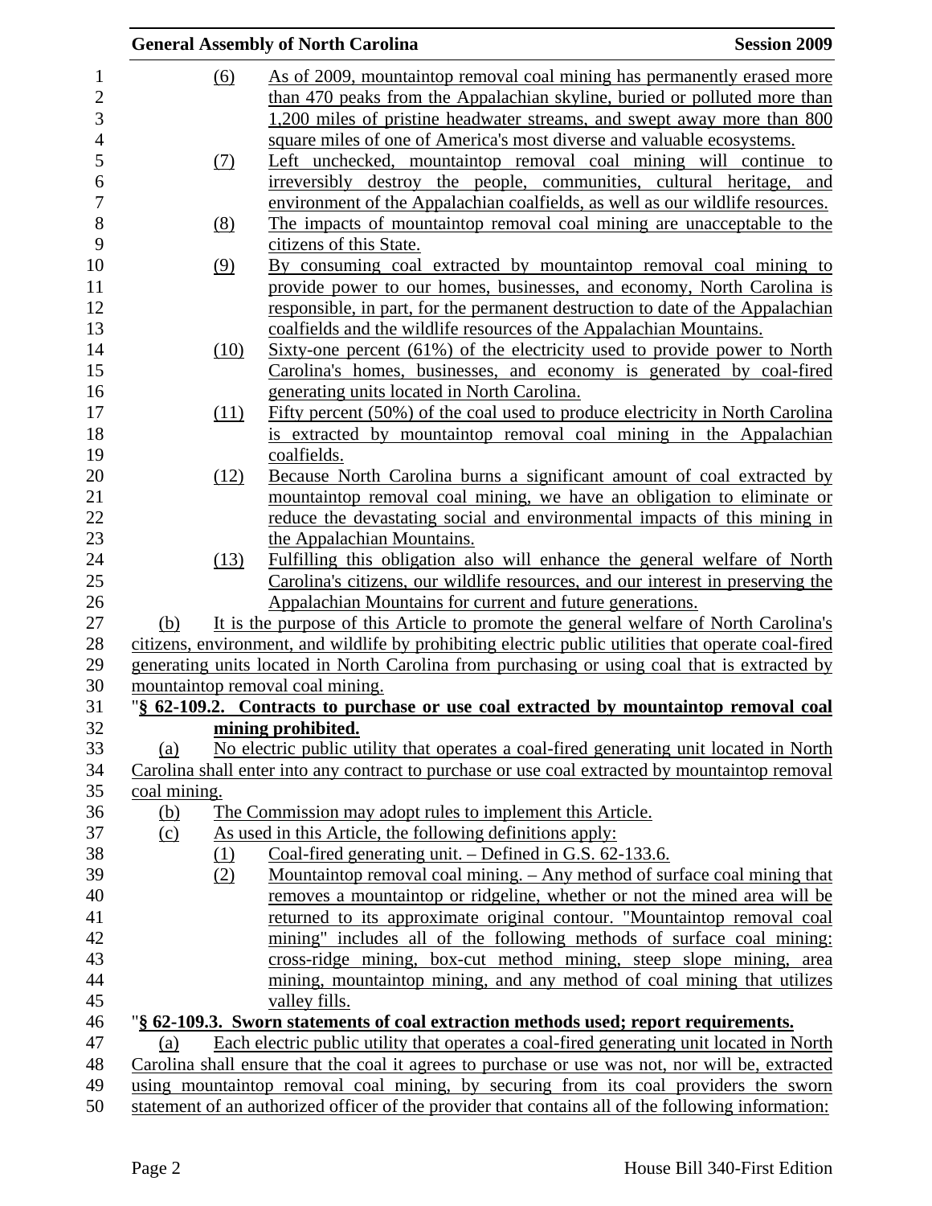(6) As of 2009, mountaintop removal coal mining has permanently erased more than 470 peaks from the Appalachian skyline, buried or polluted more than 1,200 miles of pristine headwater streams, and swept away more than 800 square miles of one of America's most diverse and valuable ecosystems.

(7) Left unchecked, mountaintop removal coal mining will continue to irreversibly destroy the people, communities, cultural heritage, and environment of the Appalachian coalfields, as well as our wildlife resources.

(8) The impacts of mountaintop removal coal mining are unacceptable to the citizens of this State.

(9) By consuming coal extracted by mountaintop removal coal mining to provide power to our homes, businesses, and economy, North Carolina is responsible, in part, for the permanent destruction to date of the Appalachian coalfields and the wildlife resources of the Appalachian Mountains.

(10) Sixty-one percent (61%) of the electricity used to provide power to North Carolina's homes, businesses, and economy is generated by coal-fired generating units located in North Carolina.

(11) Fifty percent (50%) of the coal used to produce electricity in North Carolina is extracted by mountaintop removal coal mining in the Appalachian coalfields.

(12) Because North Carolina burns a significant amount of coal extracted by mountaintop removal coal mining, we have an obligation to eliminate or reduce the devastating social and environmental impacts of this mining in the Appalachian Mountains.

(13) Fulfilling this obligation also will enhance the general welfare of North Carolina's citizens, our wildlife resources, and our interest in preserving the Appalachian Mountains for current and future generations.

(b) It is the purpose of this Article to promote the general welfare of North Carolina's citizens, environment, and wildlife by prohibiting electric public utilities that operate coal-fired generating units located in North Carolina from purchasing or using coal that is extracted by mountaintop removal coal mining.

"**§ 62-109.2. Contracts to purchase or use coal extracted by mountaintop removal coal mining prohibited.**

(a) No electric public utility that operates a coal-fired generating unit located in North Carolina shall enter into any contract to purchase or use coal extracted by mountaintop removal coal mining.

(b) The Commission may adopt rules to implement this Article.

(c) As used in this Article, the following definitions apply:

(1) Coal-fired generating unit. – Defined in G.S. 62-133.6.

(2) Mountaintop removal coal mining. – Any method of surface coal mining that removes a mountaintop or ridgeline, whether or not the mined area will be returned to its approximate original contour. "Mountaintop removal coal mining" includes all of the following methods of surface coal mining: cross-ridge mining, box-cut method mining, steep slope mining, area mining, mountaintop mining, and any method of coal mining that utilizes valley fills.

"**§ 62-109.3. Sworn statements of coal extraction methods used; report requirements.**

(a) Each electric public utility that operates a coal-fired generating unit located in North Carolina shall ensure that the coal it agrees to purchase or use was not, nor will be, extracted using mountaintop removal coal mining, by securing from its coal providers the sworn statement of an authorized officer of the provider that contains all of the following information: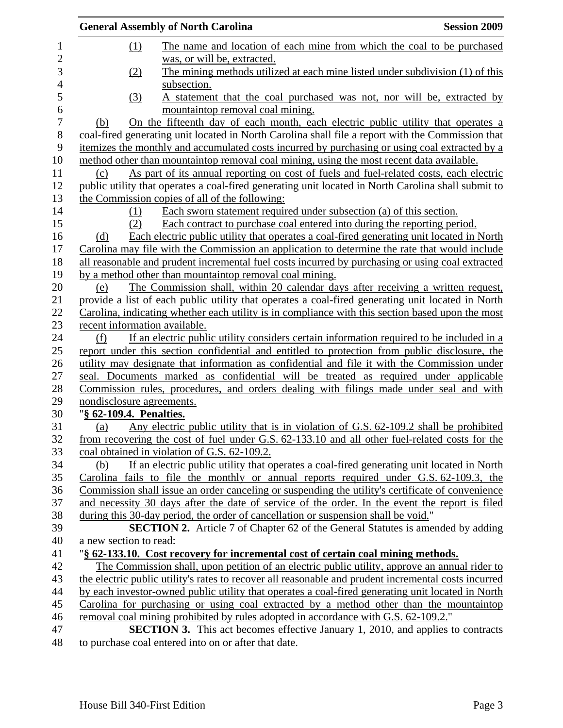(1) The name and location of each mine from which the coal to be purchased was, or will be, extracted.

(2) The mining methods utilized at each mine listed under subdivision (1) of this subsection.

(3) A statement that the coal purchased was not, nor will be, extracted by mountaintop removal coal mining.

(b) On the fifteenth day of each month, each electric public utility that operates a coal-fired generating unit located in North Carolina shall file a report with the Commission that itemizes the monthly and accumulated costs incurred by purchasing or using coal extracted by a method other than mountaintop removal coal mining, using the most recent data available.

(c) As part of its annual reporting on cost of fuels and fuel-related costs, each electric public utility that operates a coal-fired generating unit located in North Carolina shall submit to the Commission copies of all of the following:

(1) Each sworn statement required under subsection (a) of this section.

(2) Each contract to purchase coal entered into during the reporting period.

(d) Each electric public utility that operates a coal-fired generating unit located in North Carolina may file with the Commission an application to determine the rate that would include all reasonable and prudent incremental fuel costs incurred by purchasing or using coal extracted by a method other than mountaintop removal coal mining.

(e) The Commission shall, within 20 calendar days after receiving a written request, provide a list of each public utility that operates a coal-fired generating unit located in North Carolina, indicating whether each utility is in compliance with this section based upon the most recent information available.

(f) If an electric public utility considers certain information required to be included in a report under this section confidential and entitled to protection from public disclosure, the utility may designate that information as confidential and file it with the Commission under seal. Documents marked as confidential will be treated as required under applicable Commission rules, procedures, and orders dealing with filings made under seal and with nondisclosure agreements.

"**§ 62-109.4. Penalties.**

(a) Any electric public utility that is in violation of G.S. 62-109.2 shall be prohibited from recovering the cost of fuel under G.S. 62-133.10 and all other fuel-related costs for the coal obtained in violation of G.S. 62-109.2.

(b) If an electric public utility that operates a coal-fired generating unit located in North Carolina fails to file the monthly or annual reports required under G.S. 62-109.3, the Commission shall issue an order canceling or suspending the utility's certificate of convenience and necessity 30 days after the date of service of the order. In the event the report is filed during this 30-day period, the order of cancellation or suspension shall be void."

**SECTION 2.** Article 7 of Chapter 62 of the General Statutes is amended by adding a new section to read:

"**§ 62-133.10. Cost recovery for incremental cost of certain coal mining methods.**

The Commission shall, upon petition of an electric public utility, approve an annual rider to the electric public utility's rates to recover all reasonable and prudent incremental costs incurred by each investor-owned public utility that operates a coal-fired generating unit located in North Carolina for purchasing or using coal extracted by a method other than the mountaintop removal coal mining prohibited by rules adopted in accordance with G.S. 62-109.2."

**SECTION 3.** This act becomes effective January 1, 2010, and applies to contracts to purchase coal entered into on or after that date.